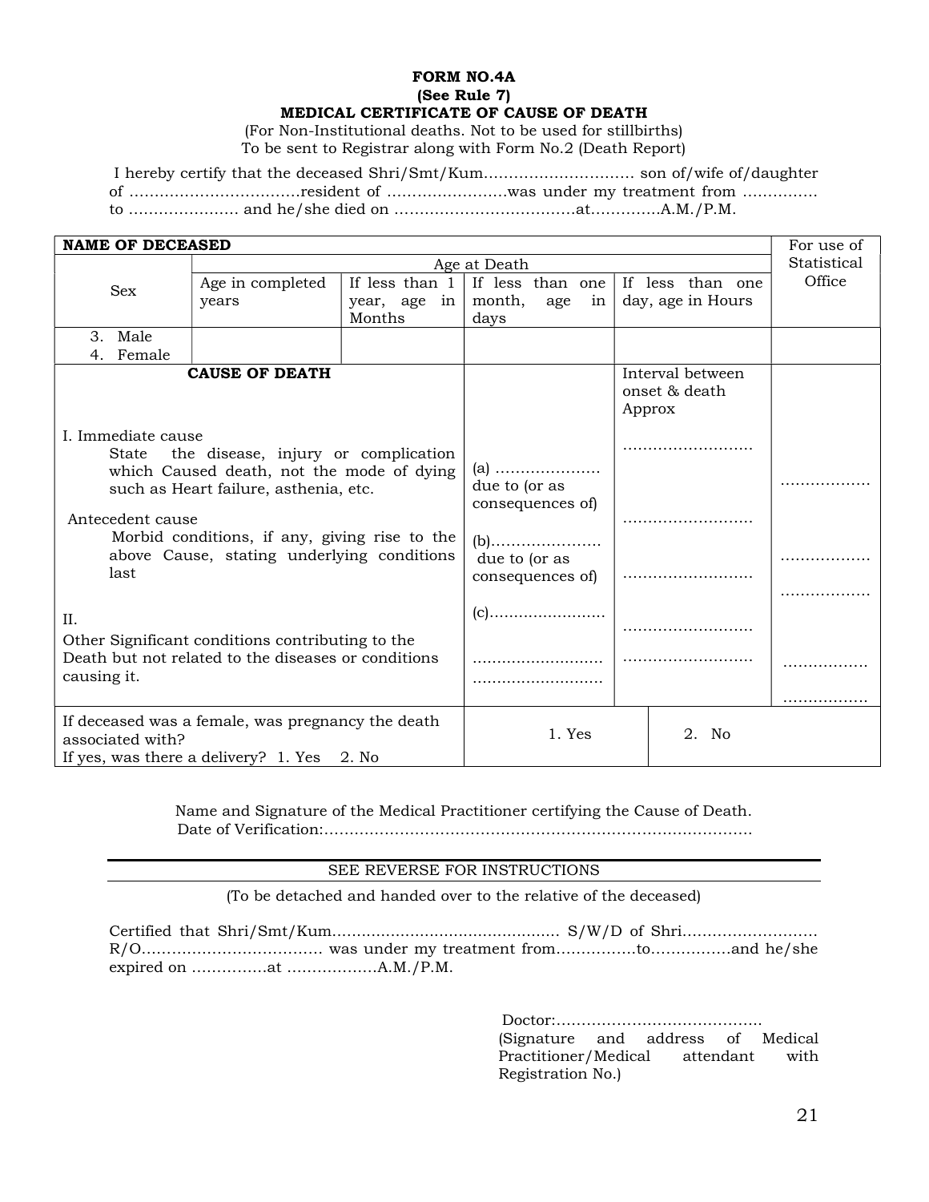**FORM NO.4A**
**(See Rule 7)**
**MEDICAL CERTIFICATE OF CAUSE OF DEATH**

(For Non-Institutional deaths. Not to be used for stillbirths)
To be sent to Registrar along with Form No.2 (Death Report)

I hereby certify that the deceased Shri/Smt/Kum.............................. son of/wife of/daughter of ..................................resident of ........................was under my treatment from .............. to ...................... and he/she died on ....................................at.............A.M./P.M.

| **NAME OF DECEASED** | | | | | For use of Statistical Office |
|---|---|---|---|---|---|
| Sex | Age at Death | | | | |
| | Age in completed years | If less than 1 year, age in Months | If less than one month, age in days | If less than one day, age in Hours | |
| 3. Male<br>4. Female | | | | | |
| **CAUSE OF DEATH** | | | | Interval between onset & death Approx | |
| I. Immediate cause<br>State the disease, injury or complication which Caused death, not the mode of dying such as Heart failure, asthenia, etc. | | | (a) .....................<br>due to (or as consequences of) | .......................... | ................. |
| Antecedent cause<br>Morbid conditions, if any, giving rise to the above Cause, stating underlying conditions last | | | (b)......................<br>due to (or as consequences of) | ..........................<br>.......................... | .................<br>................. |
| | | | (c)........................ | .......................... | |
| II.<br>Other Significant conditions contributing to the Death but not related to the diseases or conditions causing it. | | | ...........................<br>........................... | .......................... | ................<br>................ |
| If deceased was a female, was pregnancy the death associated with?<br>If yes, was there a delivery? 1. Yes 2. No | | | 1. Yes | 2. No | |

Name and Signature of the Medical Practitioner certifying the Cause of Death.
Date of Verification:.....................................................................................

---

SEE REVERSE FOR INSTRUCTIONS

(To be detached and handed over to the relative of the deceased)

Certified that Shri/Smt/Kum.............................................. S/W/D of Shri........................... R/O.................................... was under my treatment from................to................and he/she expired on ...............at ..................A.M./P.M.

Doctor:.........................................
(Signature and address of Medical Practitioner/Medical attendant with Registration No.)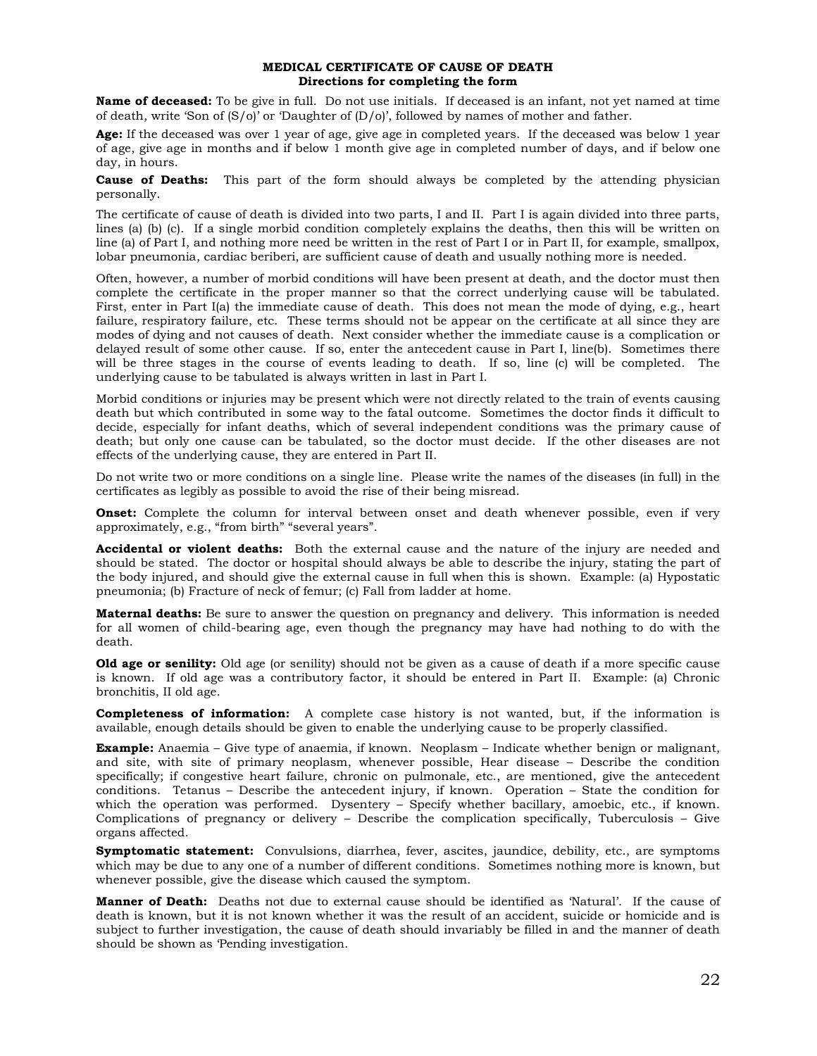**MEDICAL CERTIFICATE OF CAUSE OF DEATH**
**Directions for completing the form**

**Name of deceased:** To be give in full. Do not use initials. If deceased is an infant, not yet named at time of death, write 'Son of (S/o)' or 'Daughter of (D/o)', followed by names of mother and father.

**Age:** If the deceased was over 1 year of age, give age in completed years. If the deceased was below 1 year of age, give age in months and if below 1 month give age in completed number of days, and if below one day, in hours.

**Cause of Deaths:** This part of the form should always be completed by the attending physician personally.

The certificate of cause of death is divided into two parts, I and II. Part I is again divided into three parts, lines (a) (b) (c). If a single morbid condition completely explains the deaths, then this will be written on line (a) of Part I, and nothing more need be written in the rest of Part I or in Part II, for example, smallpox, lobar pneumonia, cardiac beriberi, are sufficient cause of death and usually nothing more is needed.

Often, however, a number of morbid conditions will have been present at death, and the doctor must then complete the certificate in the proper manner so that the correct underlying cause will be tabulated. First, enter in Part I(a) the immediate cause of death. This does not mean the mode of dying, e.g., heart failure, respiratory failure, etc. These terms should not be appear on the certificate at all since they are modes of dying and not causes of death. Next consider whether the immediate cause is a complication or delayed result of some other cause. If so, enter the antecedent cause in Part I, line(b). Sometimes there will be three stages in the course of events leading to death. If so, line (c) will be completed. The underlying cause to be tabulated is always written in last in Part I.

Morbid conditions or injuries may be present which were not directly related to the train of events causing death but which contributed in some way to the fatal outcome. Sometimes the doctor finds it difficult to decide, especially for infant deaths, which of several independent conditions was the primary cause of death; but only one cause can be tabulated, so the doctor must decide. If the other diseases are not effects of the underlying cause, they are entered in Part II.

Do not write two or more conditions on a single line. Please write the names of the diseases (in full) in the certificates as legibly as possible to avoid the rise of their being misread.

**Onset:** Complete the column for interval between onset and death whenever possible, even if very approximately, e.g., "from birth" "several years".

**Accidental or violent deaths:** Both the external cause and the nature of the injury are needed and should be stated. The doctor or hospital should always be able to describe the injury, stating the part of the body injured, and should give the external cause in full when this is shown. Example: (a) Hypostatic pneumonia; (b) Fracture of neck of femur; (c) Fall from ladder at home.

**Maternal deaths:** Be sure to answer the question on pregnancy and delivery. This information is needed for all women of child-bearing age, even though the pregnancy may have had nothing to do with the death.

**Old age or senility:** Old age (or senility) should not be given as a cause of death if a more specific cause is known. If old age was a contributory factor, it should be entered in Part II. Example: (a) Chronic bronchitis, II old age.

**Completeness of information:** A complete case history is not wanted, but, if the information is available, enough details should be given to enable the underlying cause to be properly classified.

**Example:** Anaemia – Give type of anaemia, if known. Neoplasm – Indicate whether benign or malignant, and site, with site of primary neoplasm, whenever possible, Hear disease – Describe the condition specifically; if congestive heart failure, chronic on pulmonale, etc., are mentioned, give the antecedent conditions. Tetanus – Describe the antecedent injury, if known. Operation – State the condition for which the operation was performed. Dysentery – Specify whether bacillary, amoebic, etc., if known. Complications of pregnancy or delivery – Describe the complication specifically, Tuberculosis – Give organs affected.

**Symptomatic statement:** Convulsions, diarrhea, fever, ascites, jaundice, debility, etc., are symptoms which may be due to any one of a number of different conditions. Sometimes nothing more is known, but whenever possible, give the disease which caused the symptom.

**Manner of Death:** Deaths not due to external cause should be identified as 'Natural'. If the cause of death is known, but it is not known whether it was the result of an accident, suicide or homicide and is subject to further investigation, the cause of death should invariably be filled in and the manner of death should be shown as 'Pending investigation.